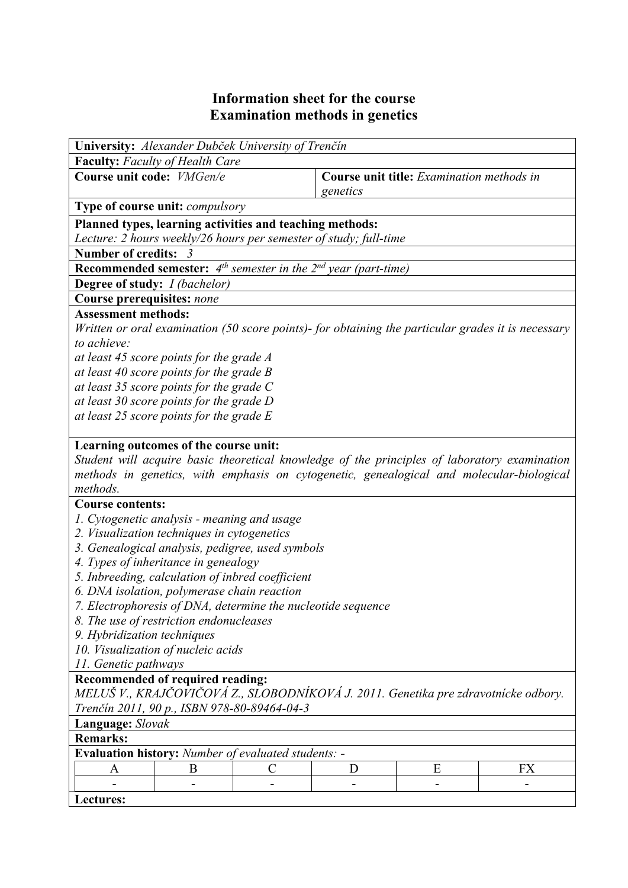# Information sheet for the course
# Examination methods in genetics

**University:** *Alexander Dubček University of Trenčín*

**Faculty:** *Faculty of Health Care*

| **Course unit code:** *VMGen/e* | **Course unit title:** *Examination methods in genetics* |
|---|---|

**Type of course unit:** *compulsory*

**Planned types, learning activities and teaching methods:**
*Lecture: 2 hours weekly/26 hours per semester of study; full-time*

**Number of credits:** *3*

**Recommended semester:** *4$^{th}$ semester in the 2$^{nd}$ year (part-time)*

**Degree of study:** *I (bachelor)*

**Course prerequisites:** *none*

**Assessment methods:**
*Written or oral examination (50 score points)- for obtaining the particular grades it is necessary to achieve:*
*at least 45 score points for the grade A*
*at least 40 score points for the grade B*
*at least 35 score points for the grade C*
*at least 30 score points for the grade D*
*at least 25 score points for the grade E*

**Learning outcomes of the course unit:**
*Student will acquire basic theoretical knowledge of the principles of laboratory examination methods in genetics, with emphasis on cytogenetic, genealogical and molecular-biological methods.*

**Course contents:**
1. *Cytogenetic analysis - meaning and usage*
2. *Visualization techniques in cytogenetics*
3. *Genealogical analysis, pedigree, used symbols*
4. *Types of inheritance in genealogy*
5. *Inbreeding, calculation of inbred coefficient*
6. *DNA isolation, polymerase chain reaction*
7. *Electrophoresis of DNA, determine the nucleotide sequence*
8. *The use of restriction endonucleases*
9. *Hybridization techniques*
10. *Visualization of nucleic acids*
11. *Genetic pathways*

**Recommended of required reading:**
*MELUŠ V., KRAJČOVIČOVÁ Z., SLOBODNÍKOVÁ J. 2011. Genetika pre zdravotnícke odbory. Trenčín 2011, 90 p., ISBN 978-80-89464-04-3*

**Language:** *Slovak*

**Remarks:**

**Evaluation history:** *Number of evaluated students: -*

| A | B | C | D | E | FX |
|---|---|---|---|---|---|
| - | - | - | - | - | - |

**Lectures:**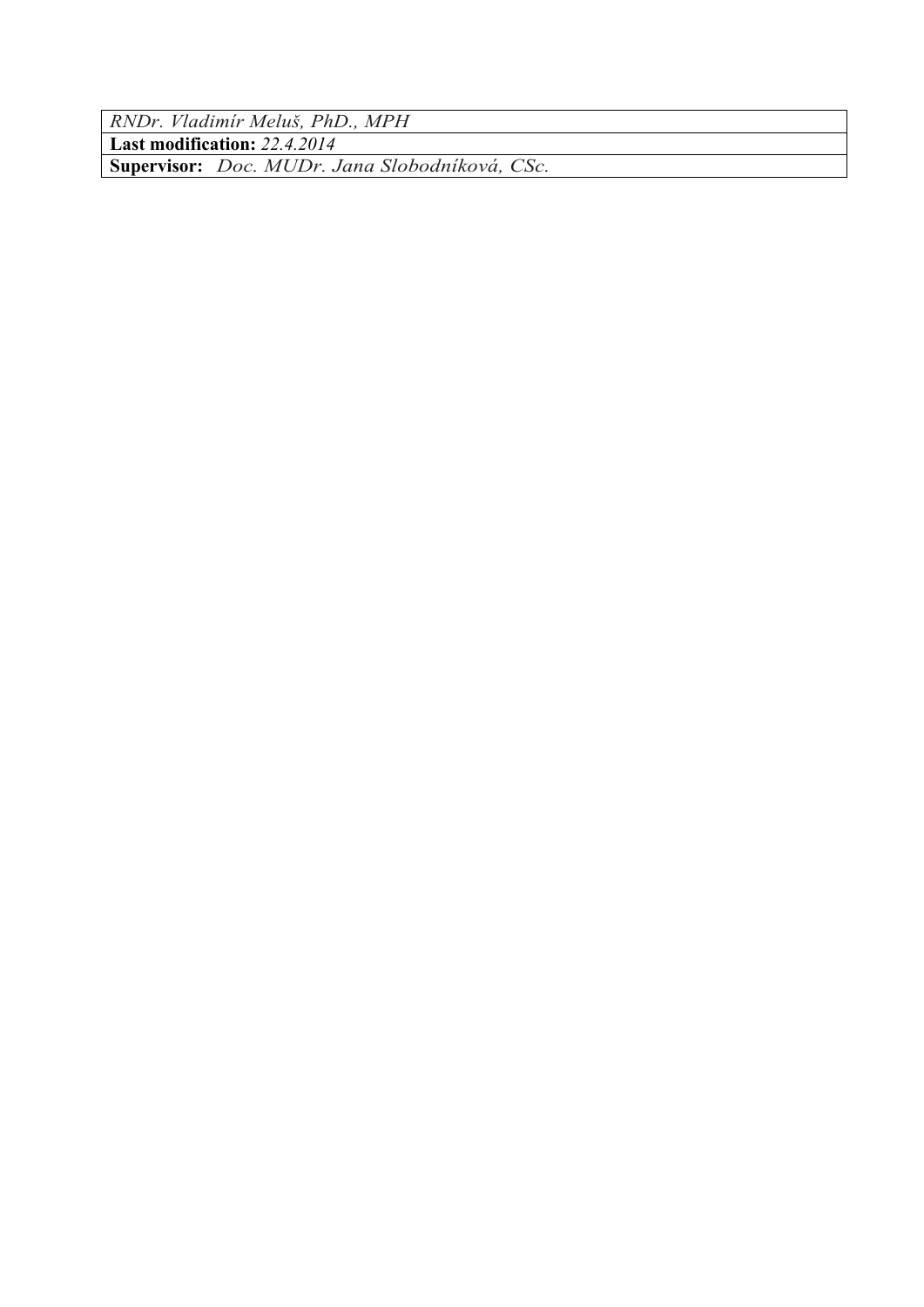| |
|---|
| *RNDr. Vladimír Meluš, PhD., MPH* |
| **Last modification:** *22.4.2014* |
| **Supervisor:** *Doc. MUDr. Jana Slobodníková, CSc.* |